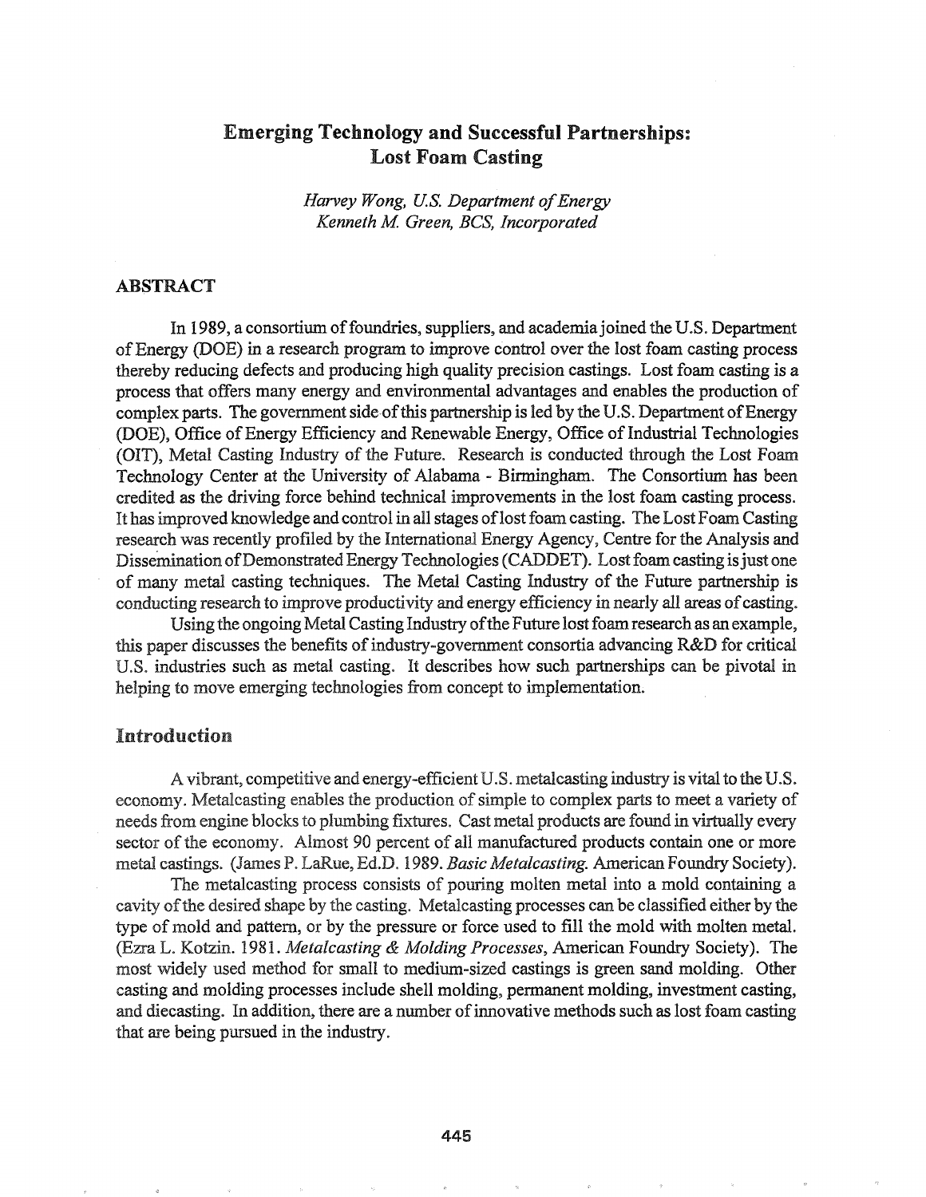# Emerging Technology and Successful Partnerships: Lost Foam Casting

*Harvey Wong, U.S. Department of Energy*
*Kenneth M. Green, BCS, Incorporated*

## ABSTRACT

In 1989, a consortium of foundries, suppliers, and academia joined the U.S. Department of Energy (DOE) in a research program to improve control over the lost foam casting process thereby reducing defects and producing high quality precision castings. Lost foam casting is a process that offers many energy and environmental advantages and enables the production of complex parts. The government side of this partnership is led by the U.S. Department of Energy (DOE), Office of Energy Efficiency and Renewable Energy, Office of Industrial Technologies (OIT), Metal Casting Industry of the Future. Research is conducted through the Lost Foam Technology Center at the University of Alabama - Birmingham. The Consortium has been credited as the driving force behind technical improvements in the lost foam casting process. It has improved knowledge and control in all stages of lost foam casting. The Lost Foam Casting research was recently profiled by the International Energy Agency, Centre for the Analysis and Dissemination of Demonstrated Energy Technologies (CADDET). Lost foam casting is just one of many metal casting techniques. The Metal Casting Industry of the Future partnership is conducting research to improve productivity and energy efficiency in nearly all areas of casting.

Using the ongoing Metal Casting Industry of the Future lost foam research as an example, this paper discusses the benefits of industry-government consortia advancing R&D for critical U.S. industries such as metal casting. It describes how such partnerships can be pivotal in helping to move emerging technologies from concept to implementation.

## Introduction

A vibrant, competitive and energy-efficient U.S. metalcasting industry is vital to the U.S. economy. Metalcasting enables the production of simple to complex parts to meet a variety of needs from engine blocks to plumbing fixtures. Cast metal products are found in virtually every sector of the economy. Almost 90 percent of all manufactured products contain one or more metal castings. (James P. LaRue, Ed.D. 1989. *Basic Metalcasting.* American Foundry Society).

The metalcasting process consists of pouring molten metal into a mold containing a cavity of the desired shape by the casting. Metalcasting processes can be classified either by the type of mold and pattern, or by the pressure or force used to fill the mold with molten metal. (Ezra L. Kotzin. 1981. *Metalcasting & Molding Processes*, American Foundry Society). The most widely used method for small to medium-sized castings is green sand molding. Other casting and molding processes include shell molding, permanent molding, investment casting, and diecasting. In addition, there are a number of innovative methods such as lost foam casting that are being pursued in the industry.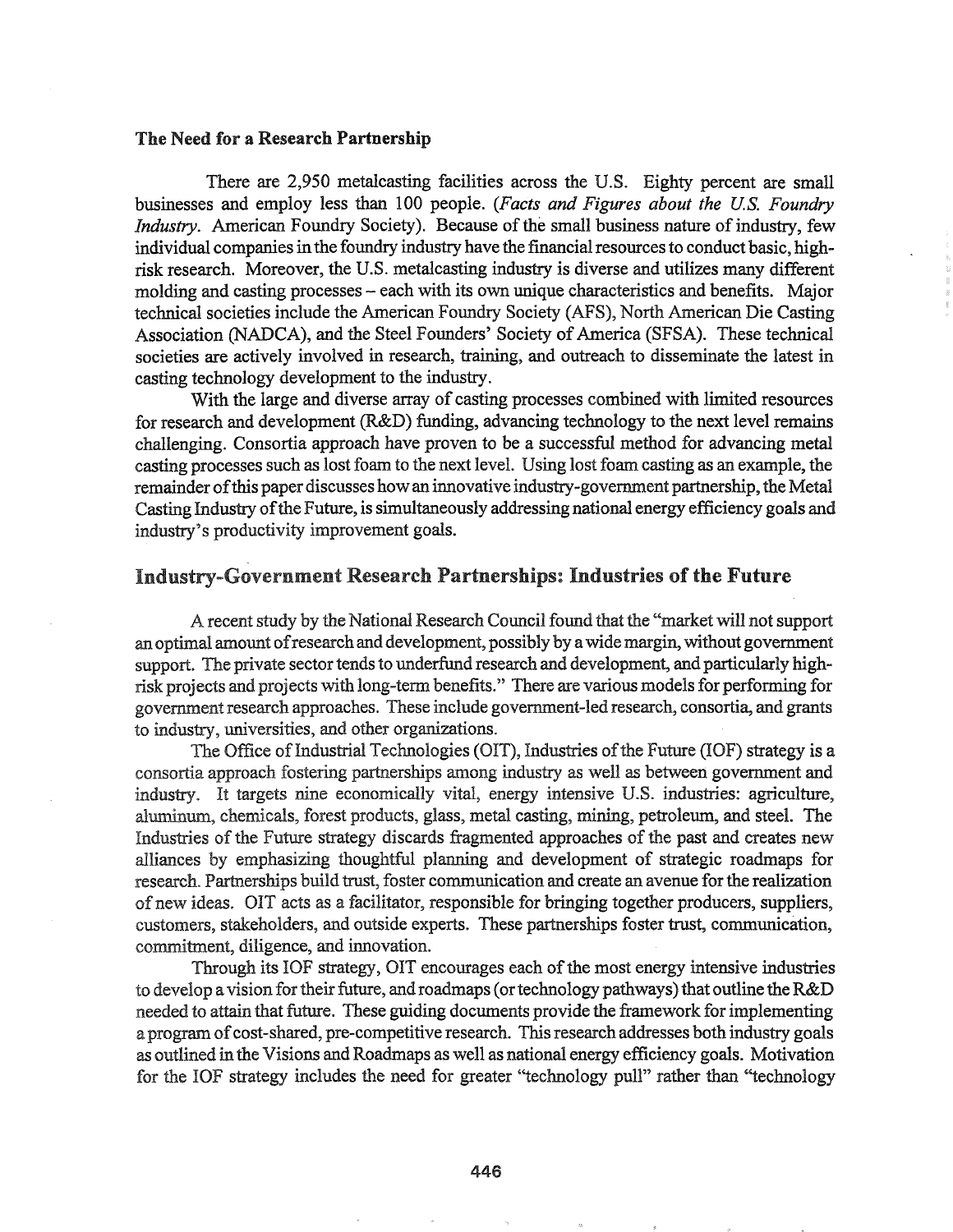### The Need for a Research Partnership

There are 2,950 metalcasting facilities across the U.S. Eighty percent are small businesses and employ less than 100 people. (*Facts and Figures about the U.S. Foundry Industry*. American Foundry Society). Because of the small business nature of industry, few individual companies in the foundry industry have the financial resources to conduct basic, high-risk research. Moreover, the U.S. metalcasting industry is diverse and utilizes many different molding and casting processes – each with its own unique characteristics and benefits. Major technical societies include the American Foundry Society (AFS), North American Die Casting Association (NADCA), and the Steel Founders' Society of America (SFSA). These technical societies are actively involved in research, training, and outreach to disseminate the latest in casting technology development to the industry.

With the large and diverse array of casting processes combined with limited resources for research and development (R&D) funding, advancing technology to the next level remains challenging. Consortia approach have proven to be a successful method for advancing metal casting processes such as lost foam to the next level. Using lost foam casting as an example, the remainder of this paper discusses how an innovative industry-government partnership, the Metal Casting Industry of the Future, is simultaneously addressing national energy efficiency goals and industry's productivity improvement goals.

## Industry-Government Research Partnerships: Industries of the Future

A recent study by the National Research Council found that the "market will not support an optimal amount of research and development, possibly by a wide margin, without government support. The private sector tends to underfund research and development, and particularly high-risk projects and projects with long-term benefits." There are various models for performing for government research approaches. These include government-led research, consortia, and grants to industry, universities, and other organizations.

The Office of Industrial Technologies (OIT), Industries of the Future (IOF) strategy is a consortia approach fostering partnerships among industry as well as between government and industry. It targets nine economically vital, energy intensive U.S. industries: agriculture, aluminum, chemicals, forest products, glass, metal casting, mining, petroleum, and steel. The Industries of the Future strategy discards fragmented approaches of the past and creates new alliances by emphasizing thoughtful planning and development of strategic roadmaps for research. Partnerships build trust, foster communication and create an avenue for the realization of new ideas. OIT acts as a facilitator, responsible for bringing together producers, suppliers, customers, stakeholders, and outside experts. These partnerships foster trust, communication, commitment, diligence, and innovation.

Through its IOF strategy, OIT encourages each of the most energy intensive industries to develop a vision for their future, and roadmaps (or technology pathways) that outline the R&D needed to attain that future. These guiding documents provide the framework for implementing a program of cost-shared, pre-competitive research. This research addresses both industry goals as outlined in the Visions and Roadmaps as well as national energy efficiency goals. Motivation for the IOF strategy includes the need for greater "technology pull" rather than "technology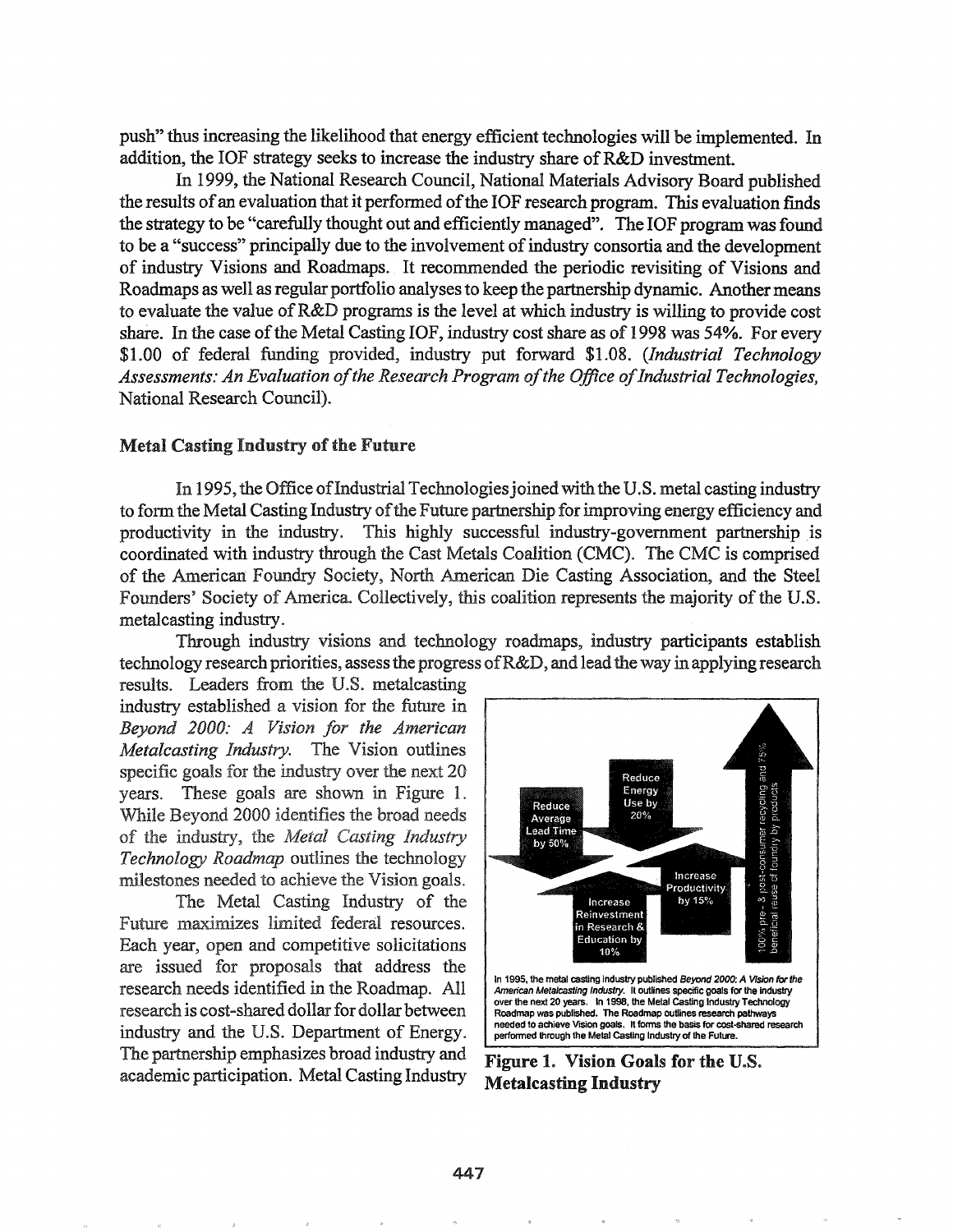push" thus increasing the likelihood that energy efficient technologies will be implemented. In addition, the IOF strategy seeks to increase the industry share of R&D investment.

In 1999, the National Research Council, National Materials Advisory Board published the results of an evaluation that it performed of the IOF research program. This evaluation finds the strategy to be "carefully thought out and efficiently managed". The IOF program was found to be a "success" principally due to the involvement of industry consortia and the development of industry Visions and Roadmaps. It recommended the periodic revisiting of Visions and Roadmaps as well as regular portfolio analyses to keep the partnership dynamic. Another means to evaluate the value of R&D programs is the level at which industry is willing to provide cost share. In the case of the Metal Casting IOF, industry cost share as of 1998 was 54%. For every $1.00 of federal funding provided, industry put forward $1.08. (*Industrial Technology Assessments: An Evaluation of the Research Program of the Office of Industrial Technologies*, National Research Council).

## Metal Casting Industry of the Future

In 1995, the Office of Industrial Technologies joined with the U.S. metal casting industry to form the Metal Casting Industry of the Future partnership for improving energy efficiency and productivity in the industry. This highly successful industry-government partnership is coordinated with industry through the Cast Metals Coalition (CMC). The CMC is comprised of the American Foundry Society, North American Die Casting Association, and the Steel Founders' Society of America. Collectively, this coalition represents the majority of the U.S. metalcasting industry.

Through industry visions and technology roadmaps, industry participants establish technology research priorities, assess the progress of R&D, and lead the way in applying research results. Leaders from the U.S. metalcasting industry established a vision for the future in *Beyond 2000: A Vision for the American Metalcasting Industry*. The Vision outlines specific goals for the industry over the next 20 years. These goals are shown in Figure 1. While Beyond 2000 identifies the broad needs of the industry, the *Metal Casting Industry Technology Roadmap* outlines the technology milestones needed to achieve the Vision goals.

The Metal Casting Industry of the Future maximizes limited federal resources. Each year, open and competitive solicitations are issued for proposals that address the research needs identified in the Roadmap. All research is cost-shared dollar for dollar between industry and the U.S. Department of Energy. The partnership emphasizes broad industry and academic participation. Metal Casting Industry

Reduce Average Lead Time by 50%

Reduce Energy Use by 20%

Increase Productivity by 15%

Increase Reinvestment in Research & Education by 10%

100% pre- & post-consumer recycling and 75% beneficial reuse of foundry by products

In 1995, the metal casting industry published *Beyond 2000: A Vision for the American Metalcasting Industry*. It outlines specific goals for the industry over the next 20 years. In 1998, the Metal Casting Industry Technology Roadmap was published. The Roadmap outlines research pathways needed to achieve Vision goals. It forms the basis for cost-shared research performed through the Metal Casting Industry of the Future.

**Figure 1. Vision Goals for the U.S. Metalcasting Industry**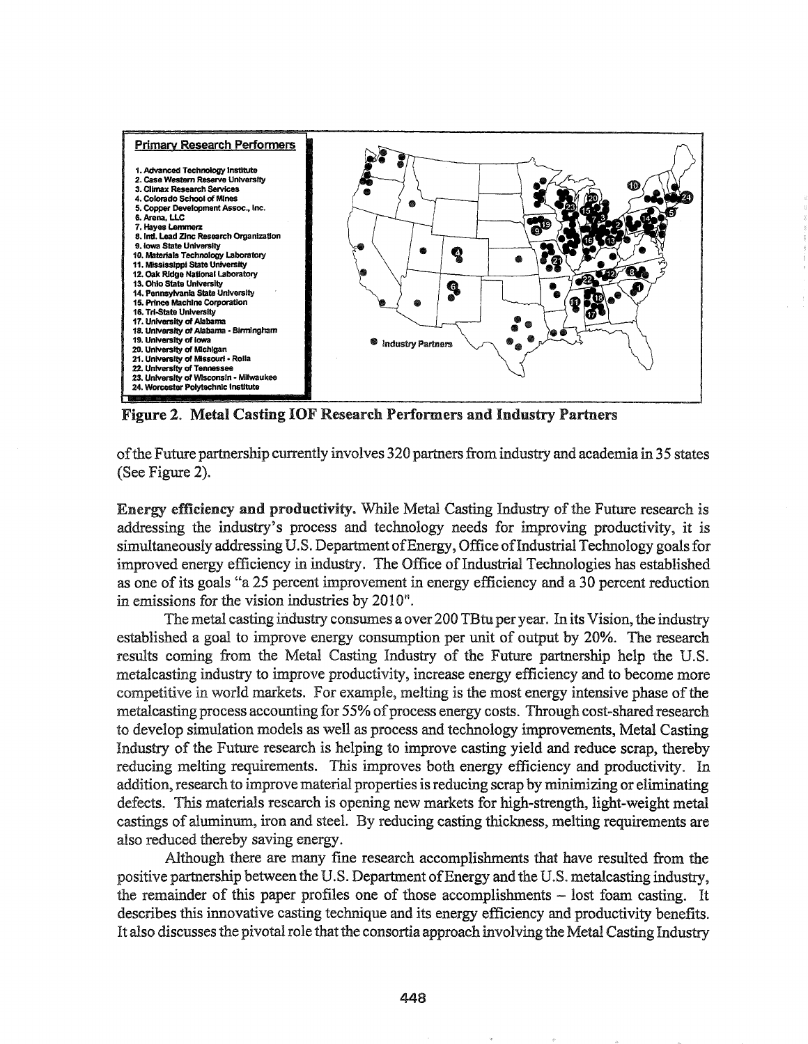**Primary Research Performers**

1. Advanced Technology Institute
2. Case Western Reserve University
3. Climax Research Services
4. Colorado School of Mines
5. Copper Development Assoc., Inc.
6. Arena, LLC
7. Hayes Lemmerz
8. Intl. Lead Zinc Research Organization
9. Iowa State University
10. Materials Technology Laboratory
11. Mississippi State University
12. Oak Ridge National Laboratory
13. Ohio State University
14. Pennsylvania State University
15. Prince Machine Corporation
16. Tri-State University
17. University of Alabama
18. University of Alabama - Birmingham
19. University of Iowa
20. University of Michigan
21. University of Missouri - Rolla
22. University of Tennessee
23. University of Wisconsin - Milwaukee
24. Worcester Polytechnic Institute

Industry Partners

**Figure 2. Metal Casting IOF Research Performers and Industry Partners**

of the Future partnership currently involves 320 partners from industry and academia in 35 states (See Figure 2).

**Energy efficiency and productivity.** While Metal Casting Industry of the Future research is addressing the industry's process and technology needs for improving productivity, it is simultaneously addressing U.S. Department of Energy, Office of Industrial Technology goals for improved energy efficiency in industry. The Office of Industrial Technologies has established as one of its goals "a 25 percent improvement in energy efficiency and a 30 percent reduction in emissions for the vision industries by 2010".

The metal casting industry consumes a over 200 TBtu per year. In its Vision, the industry established a goal to improve energy consumption per unit of output by 20%. The research results coming from the Metal Casting Industry of the Future partnership help the U.S. metalcasting industry to improve productivity, increase energy efficiency and to become more competitive in world markets. For example, melting is the most energy intensive phase of the metalcasting process accounting for 55% of process energy costs. Through cost-shared research to develop simulation models as well as process and technology improvements, Metal Casting Industry of the Future research is helping to improve casting yield and reduce scrap, thereby reducing melting requirements. This improves both energy efficiency and productivity. In addition, research to improve material properties is reducing scrap by minimizing or eliminating defects. This materials research is opening new markets for high-strength, light-weight metal castings of aluminum, iron and steel. By reducing casting thickness, melting requirements are also reduced thereby saving energy.

Although there are many fine research accomplishments that have resulted from the positive partnership between the U.S. Department of Energy and the U.S. metalcasting industry, the remainder of this paper profiles one of those accomplishments – lost foam casting. It describes this innovative casting technique and its energy efficiency and productivity benefits. It also discusses the pivotal role that the consortia approach involving the Metal Casting Industry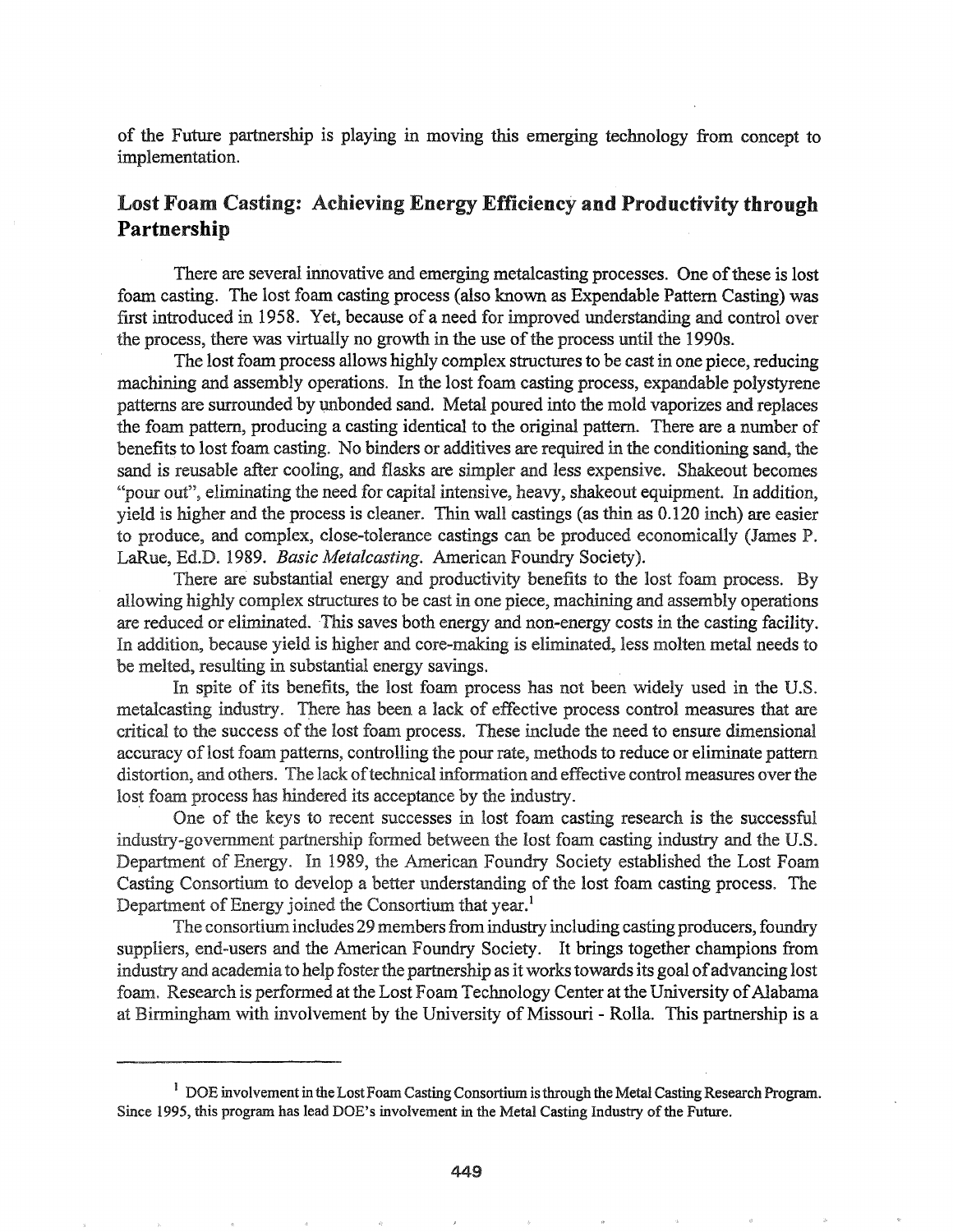of the Future partnership is playing in moving this emerging technology from concept to implementation.

## Lost Foam Casting: Achieving Energy Efficiency and Productivity through Partnership

There are several innovative and emerging metalcasting processes. One of these is lost foam casting. The lost foam casting process (also known as Expendable Pattern Casting) was first introduced in 1958. Yet, because of a need for improved understanding and control over the process, there was virtually no growth in the use of the process until the 1990s.

The lost foam process allows highly complex structures to be cast in one piece, reducing machining and assembly operations. In the lost foam casting process, expandable polystyrene patterns are surrounded by unbonded sand. Metal poured into the mold vaporizes and replaces the foam pattern, producing a casting identical to the original pattern. There are a number of benefits to lost foam casting. No binders or additives are required in the conditioning sand, the sand is reusable after cooling, and flasks are simpler and less expensive. Shakeout becomes "pour out", eliminating the need for capital intensive, heavy, shakeout equipment. In addition, yield is higher and the process is cleaner. Thin wall castings (as thin as 0.120 inch) are easier to produce, and complex, close-tolerance castings can be produced economically (James P. LaRue, Ed.D. 1989. *Basic Metalcasting*. American Foundry Society).

There are substantial energy and productivity benefits to the lost foam process. By allowing highly complex structures to be cast in one piece, machining and assembly operations are reduced or eliminated. This saves both energy and non-energy costs in the casting facility. In addition, because yield is higher and core-making is eliminated, less molten metal needs to be melted, resulting in substantial energy savings.

In spite of its benefits, the lost foam process has not been widely used in the U.S. metalcasting industry. There has been a lack of effective process control measures that are critical to the success of the lost foam process. These include the need to ensure dimensional accuracy of lost foam patterns, controlling the pour rate, methods to reduce or eliminate pattern distortion, and others. The lack of technical information and effective control measures over the lost foam process has hindered its acceptance by the industry.

One of the keys to recent successes in lost foam casting research is the successful industry-government partnership formed between the lost foam casting industry and the U.S. Department of Energy. In 1989, the American Foundry Society established the Lost Foam Casting Consortium to develop a better understanding of the lost foam casting process. The Department of Energy joined the Consortium that year.[1]

The consortium includes 29 members from industry including casting producers, foundry suppliers, end-users and the American Foundry Society. It brings together champions from industry and academia to help foster the partnership as it works towards its goal of advancing lost foam. Research is performed at the Lost Foam Technology Center at the University of Alabama at Birmingham with involvement by the University of Missouri - Rolla. This partnership is a

---

[1] DOE involvement in the Lost Foam Casting Consortium is through the Metal Casting Research Program. Since 1995, this program has lead DOE's involvement in the Metal Casting Industry of the Future.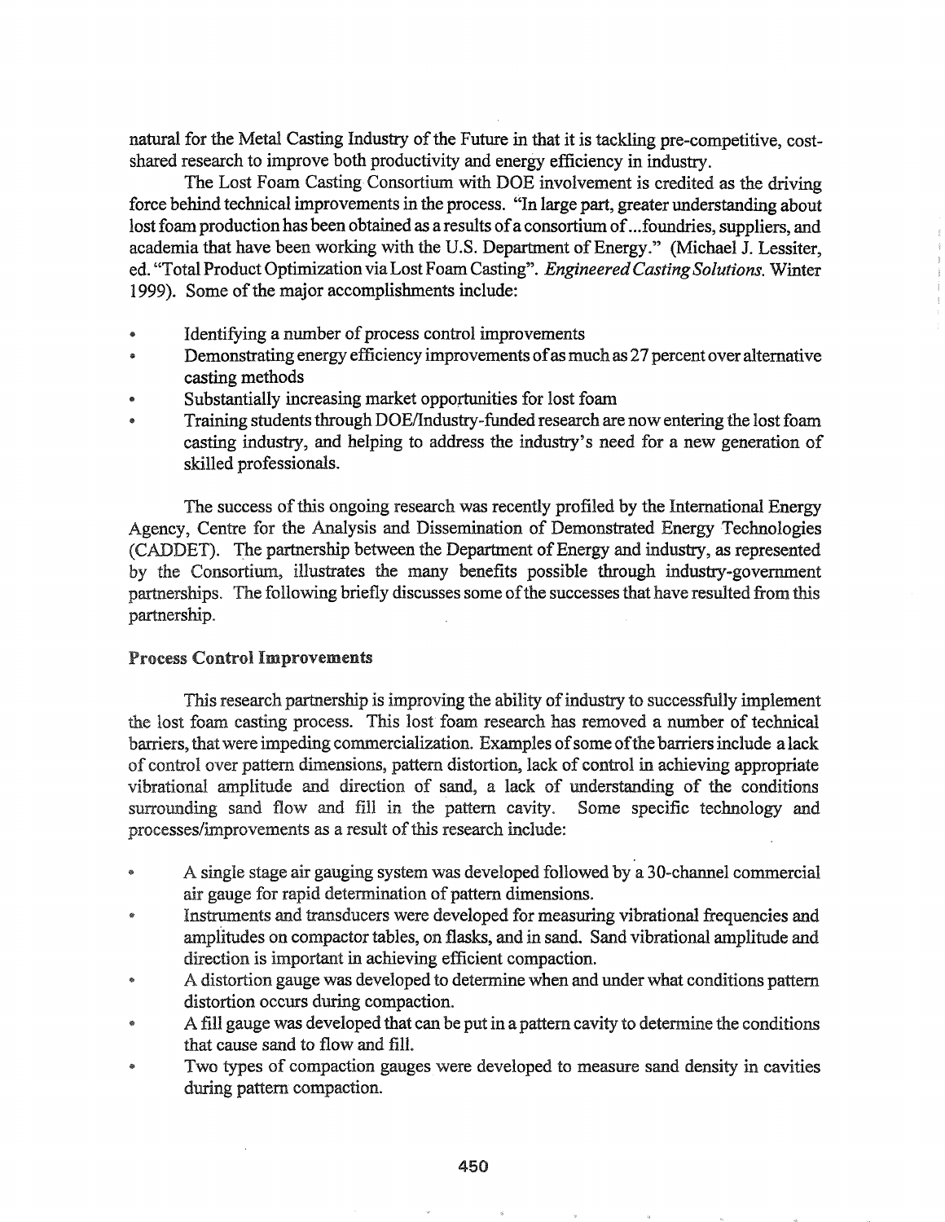natural for the Metal Casting Industry of the Future in that it is tackling pre-competitive, cost-shared research to improve both productivity and energy efficiency in industry.

The Lost Foam Casting Consortium with DOE involvement is credited as the driving force behind technical improvements in the process. "In large part, greater understanding about lost foam production has been obtained as a results of a consortium of ...foundries, suppliers, and academia that have been working with the U.S. Department of Energy." (Michael J. Lessiter, ed. "Total Product Optimization via Lost Foam Casting". *Engineered Casting Solutions.* Winter 1999). Some of the major accomplishments include:

- Identifying a number of process control improvements
- Demonstrating energy efficiency improvements of as much as 27 percent over alternative casting methods
- Substantially increasing market opportunities for lost foam
- Training students through DOE/Industry-funded research are now entering the lost foam casting industry, and helping to address the industry's need for a new generation of skilled professionals.

The success of this ongoing research was recently profiled by the International Energy Agency, Centre for the Analysis and Dissemination of Demonstrated Energy Technologies (CADDET). The partnership between the Department of Energy and industry, as represented by the Consortium, illustrates the many benefits possible through industry-government partnerships. The following briefly discusses some of the successes that have resulted from this partnership.

### Process Control Improvements

This research partnership is improving the ability of industry to successfully implement the lost foam casting process. This lost foam research has removed a number of technical barriers, that were impeding commercialization. Examples of some of the barriers include a lack of control over pattern dimensions, pattern distortion, lack of control in achieving appropriate vibrational amplitude and direction of sand, a lack of understanding of the conditions surrounding sand flow and fill in the pattern cavity. Some specific technology and processes/improvements as a result of this research include:

- A single stage air gauging system was developed followed by a 30-channel commercial air gauge for rapid determination of pattern dimensions.
- Instruments and transducers were developed for measuring vibrational frequencies and amplitudes on compactor tables, on flasks, and in sand. Sand vibrational amplitude and direction is important in achieving efficient compaction.
- A distortion gauge was developed to determine when and under what conditions pattern distortion occurs during compaction.
- A fill gauge was developed that can be put in a pattern cavity to determine the conditions that cause sand to flow and fill.
- Two types of compaction gauges were developed to measure sand density in cavities during pattern compaction.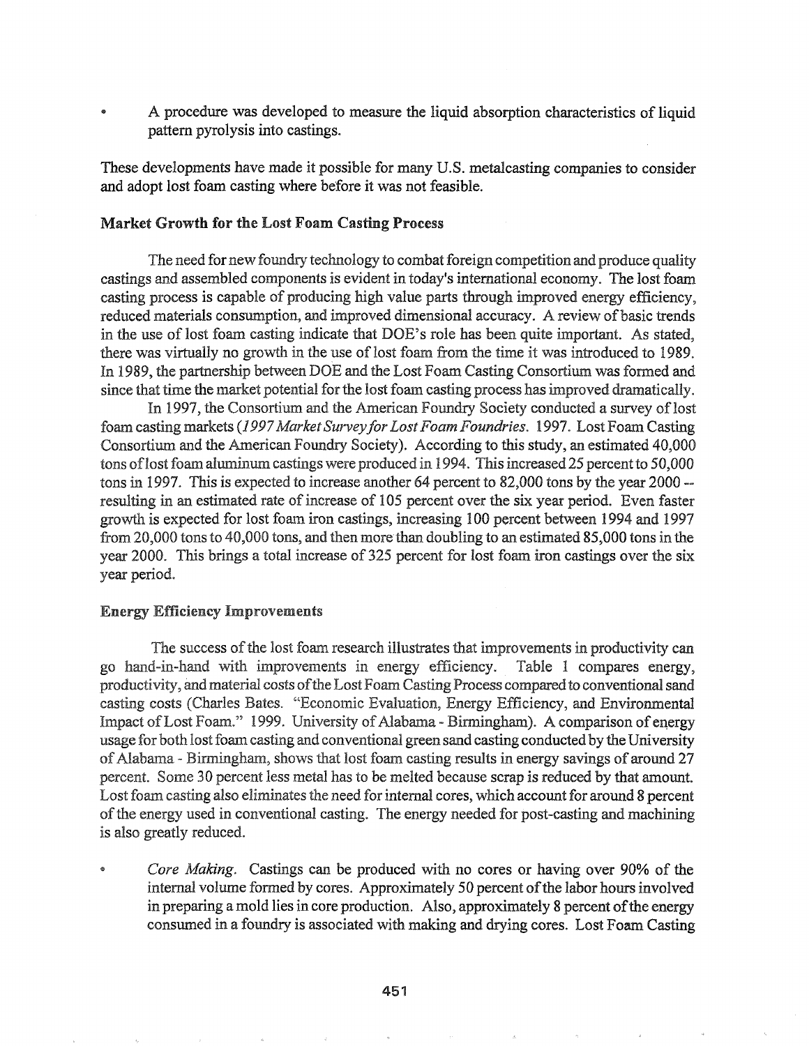- A procedure was developed to measure the liquid absorption characteristics of liquid pattern pyrolysis into castings.

These developments have made it possible for many U.S. metalcasting companies to consider and adopt lost foam casting where before it was not feasible.

## Market Growth for the Lost Foam Casting Process

The need for new foundry technology to combat foreign competition and produce quality castings and assembled components is evident in today's international economy. The lost foam casting process is capable of producing high value parts through improved energy efficiency, reduced materials consumption, and improved dimensional accuracy. A review of basic trends in the use of lost foam casting indicate that DOE's role has been quite important. As stated, there was virtually no growth in the use of lost foam from the time it was introduced to 1989. In 1989, the partnership between DOE and the Lost Foam Casting Consortium was formed and since that time the market potential for the lost foam casting process has improved dramatically.

In 1997, the Consortium and the American Foundry Society conducted a survey of lost foam casting markets (*1997 Market Survey for Lost Foam Foundries*. 1997. Lost Foam Casting Consortium and the American Foundry Society). According to this study, an estimated 40,000 tons of lost foam aluminum castings were produced in 1994. This increased 25 percent to 50,000 tons in 1997. This is expected to increase another 64 percent to 82,000 tons by the year 2000 -- resulting in an estimated rate of increase of 105 percent over the six year period. Even faster growth is expected for lost foam iron castings, increasing 100 percent between 1994 and 1997 from 20,000 tons to 40,000 tons, and then more than doubling to an estimated 85,000 tons in the year 2000. This brings a total increase of 325 percent for lost foam iron castings over the six year period.

## Energy Efficiency Improvements

The success of the lost foam research illustrates that improvements in productivity can go hand-in-hand with improvements in energy efficiency. Table 1 compares energy, productivity, and material costs of the Lost Foam Casting Process compared to conventional sand casting costs (Charles Bates. "Economic Evaluation, Energy Efficiency, and Environmental Impact of Lost Foam." 1999. University of Alabama - Birmingham). A comparison of energy usage for both lost foam casting and conventional green sand casting conducted by the University of Alabama - Birmingham, shows that lost foam casting results in energy savings of around 27 percent. Some 30 percent less metal has to be melted because scrap is reduced by that amount. Lost foam casting also eliminates the need for internal cores, which account for around 8 percent of the energy used in conventional casting. The energy needed for post-casting and machining is also greatly reduced.

- *Core Making.* Castings can be produced with no cores or having over 90% of the internal volume formed by cores. Approximately 50 percent of the labor hours involved in preparing a mold lies in core production. Also, approximately 8 percent of the energy consumed in a foundry is associated with making and drying cores. Lost Foam Casting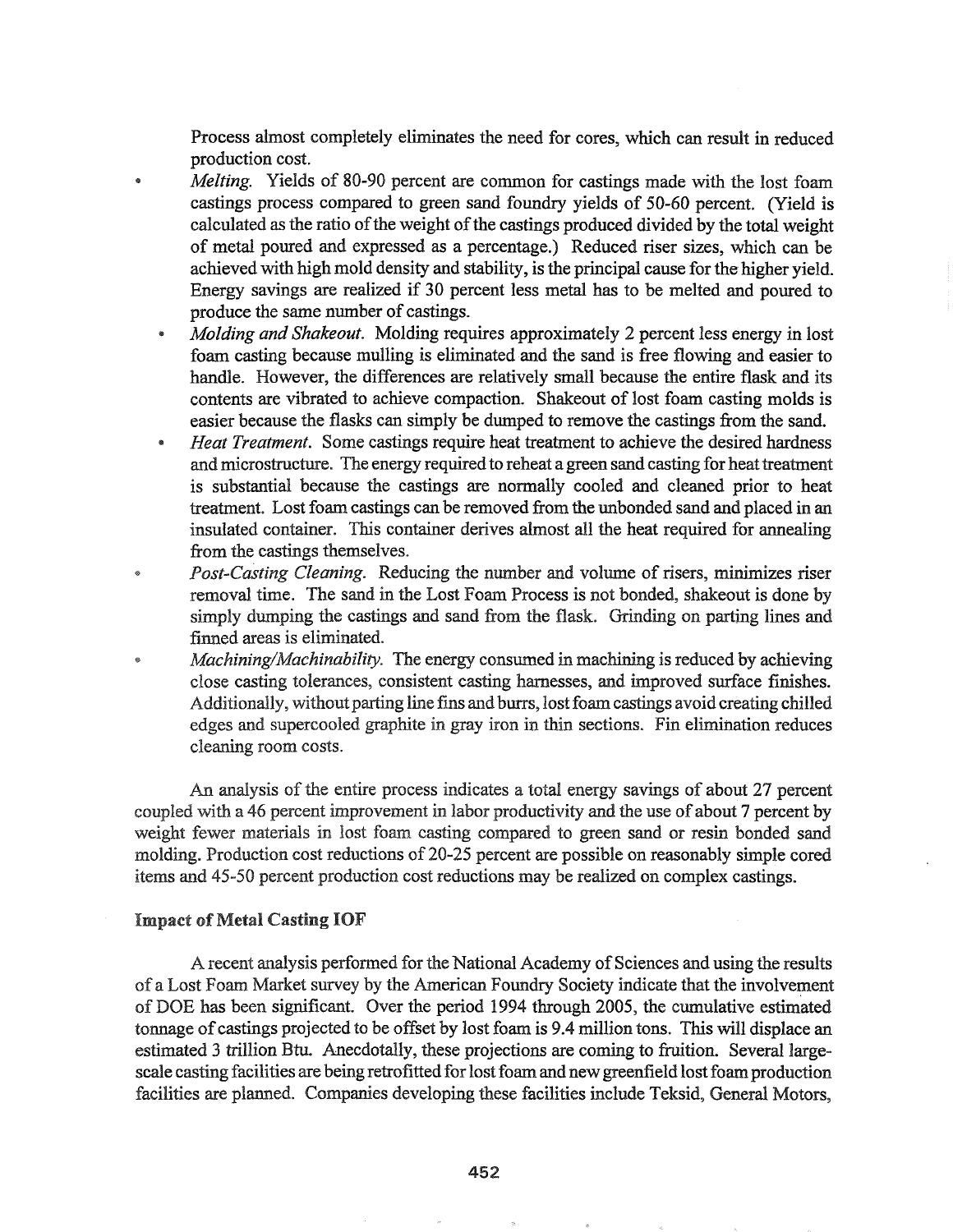Process almost completely eliminates the need for cores, which can result in reduced production cost.

- *Melting.* Yields of 80-90 percent are common for castings made with the lost foam castings process compared to green sand foundry yields of 50-60 percent. (Yield is calculated as the ratio of the weight of the castings produced divided by the total weight of metal poured and expressed as a percentage.) Reduced riser sizes, which can be achieved with high mold density and stability, is the principal cause for the higher yield. Energy savings are realized if 30 percent less metal has to be melted and poured to produce the same number of castings.
- *Molding and Shakeout.* Molding requires approximately 2 percent less energy in lost foam casting because mulling is eliminated and the sand is free flowing and easier to handle. However, the differences are relatively small because the entire flask and its contents are vibrated to achieve compaction. Shakeout of lost foam casting molds is easier because the flasks can simply be dumped to remove the castings from the sand.
- *Heat Treatment.* Some castings require heat treatment to achieve the desired hardness and microstructure. The energy required to reheat a green sand casting for heat treatment is substantial because the castings are normally cooled and cleaned prior to heat treatment. Lost foam castings can be removed from the unbonded sand and placed in an insulated container. This container derives almost all the heat required for annealing from the castings themselves.
- *Post-Casting Cleaning.* Reducing the number and volume of risers, minimizes riser removal time. The sand in the Lost Foam Process is not bonded, shakeout is done by simply dumping the castings and sand from the flask. Grinding on parting lines and finned areas is eliminated.
- *Machining/Machinability.* The energy consumed in machining is reduced by achieving close casting tolerances, consistent casting harnesses, and improved surface finishes. Additionally, without parting line fins and burrs, lost foam castings avoid creating chilled edges and supercooled graphite in gray iron in thin sections. Fin elimination reduces cleaning room costs.

An analysis of the entire process indicates a total energy savings of about 27 percent coupled with a 46 percent improvement in labor productivity and the use of about 7 percent by weight fewer materials in lost foam casting compared to green sand or resin bonded sand molding. Production cost reductions of 20-25 percent are possible on reasonably simple cored items and 45-50 percent production cost reductions may be realized on complex castings.

## Impact of Metal Casting IOF

A recent analysis performed for the National Academy of Sciences and using the results of a Lost Foam Market survey by the American Foundry Society indicate that the involvement of DOE has been significant. Over the period 1994 through 2005, the cumulative estimated tonnage of castings projected to be offset by lost foam is 9.4 million tons. This will displace an estimated 3 trillion Btu. Anecdotally, these projections are coming to fruition. Several large-scale casting facilities are being retrofitted for lost foam and new greenfield lost foam production facilities are planned. Companies developing these facilities include Teksid, General Motors,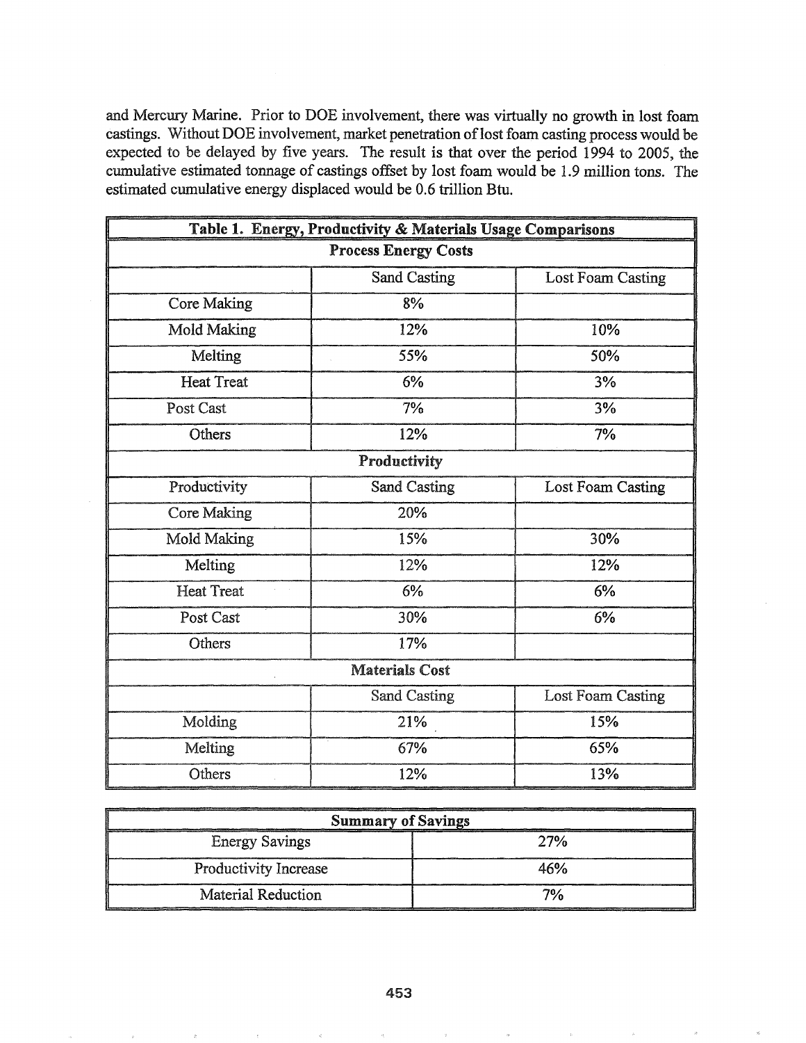and Mercury Marine. Prior to DOE involvement, there was virtually no growth in lost foam castings. Without DOE involvement, market penetration of lost foam casting process would be expected to be delayed by five years. The result is that over the period 1994 to 2005, the cumulative estimated tonnage of castings offset by lost foam would be 1.9 million tons. The estimated cumulative energy displaced would be 0.6 trillion Btu.

| **Table 1. Energy, Productivity & Materials Usage Comparisons** | | |
|---|---|---|
| **Process Energy Costs** | | |
| | Sand Casting | Lost Foam Casting |
| Core Making | 8% | |
| Mold Making | 12% | 10% |
| Melting | 55% | 50% |
| Heat Treat | 6% | 3% |
| Post Cast | 7% | 3% |
| Others | 12% | 7% |
| **Productivity** | | |
| Productivity | Sand Casting | Lost Foam Casting |
| Core Making | 20% | |
| Mold Making | 15% | 30% |
| Melting | 12% | 12% |
| Heat Treat | 6% | 6% |
| Post Cast | 30% | 6% |
| Others | 17% | |
| **Materials Cost** | | |
| | Sand Casting | Lost Foam Casting |
| Molding | 21% | 15% |
| Melting | 67% | 65% |
| Others | 12% | 13% |

| **Summary of Savings** | |
|---|---|
| Energy Savings | 27% |
| Productivity Increase | 46% |
| Material Reduction | 7% |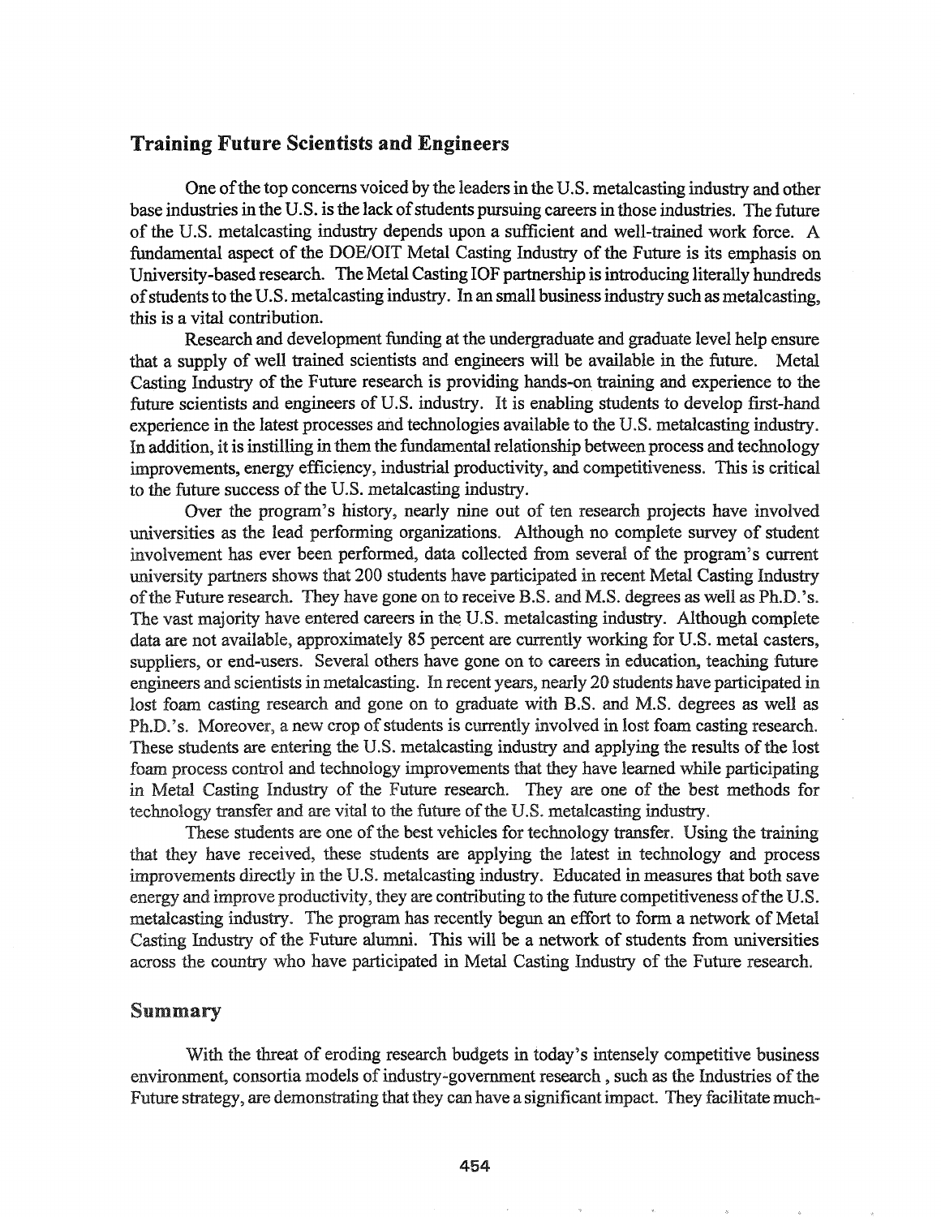## Training Future Scientists and Engineers

One of the top concerns voiced by the leaders in the U.S. metalcasting industry and other base industries in the U.S. is the lack of students pursuing careers in those industries. The future of the U.S. metalcasting industry depends upon a sufficient and well-trained work force. A fundamental aspect of the DOE/OIT Metal Casting Industry of the Future is its emphasis on University-based research. The Metal Casting IOF partnership is introducing literally hundreds of students to the U.S. metalcasting industry. In an small business industry such as metalcasting, this is a vital contribution.

Research and development funding at the undergraduate and graduate level help ensure that a supply of well trained scientists and engineers will be available in the future. Metal Casting Industry of the Future research is providing hands-on training and experience to the future scientists and engineers of U.S. industry. It is enabling students to develop first-hand experience in the latest processes and technologies available to the U.S. metalcasting industry. In addition, it is instilling in them the fundamental relationship between process and technology improvements, energy efficiency, industrial productivity, and competitiveness. This is critical to the future success of the U.S. metalcasting industry.

Over the program's history, nearly nine out of ten research projects have involved universities as the lead performing organizations. Although no complete survey of student involvement has ever been performed, data collected from several of the program's current university partners shows that 200 students have participated in recent Metal Casting Industry of the Future research. They have gone on to receive B.S. and M.S. degrees as well as Ph.D.'s. The vast majority have entered careers in the U.S. metalcasting industry. Although complete data are not available, approximately 85 percent are currently working for U.S. metal casters, suppliers, or end-users. Several others have gone on to careers in education, teaching future engineers and scientists in metalcasting. In recent years, nearly 20 students have participated in lost foam casting research and gone on to graduate with B.S. and M.S. degrees as well as Ph.D.'s. Moreover, a new crop of students is currently involved in lost foam casting research. These students are entering the U.S. metalcasting industry and applying the results of the lost foam process control and technology improvements that they have learned while participating in Metal Casting Industry of the Future research. They are one of the best methods for technology transfer and are vital to the future of the U.S. metalcasting industry.

These students are one of the best vehicles for technology transfer. Using the training that they have received, these students are applying the latest in technology and process improvements directly in the U.S. metalcasting industry. Educated in measures that both save energy and improve productivity, they are contributing to the future competitiveness of the U.S. metalcasting industry. The program has recently begun an effort to form a network of Metal Casting Industry of the Future alumni. This will be a network of students from universities across the country who have participated in Metal Casting Industry of the Future research.

## Summary

With the threat of eroding research budgets in today's intensely competitive business environment, consortia models of industry-government research , such as the Industries of the Future strategy, are demonstrating that they can have a significant impact. They facilitate much-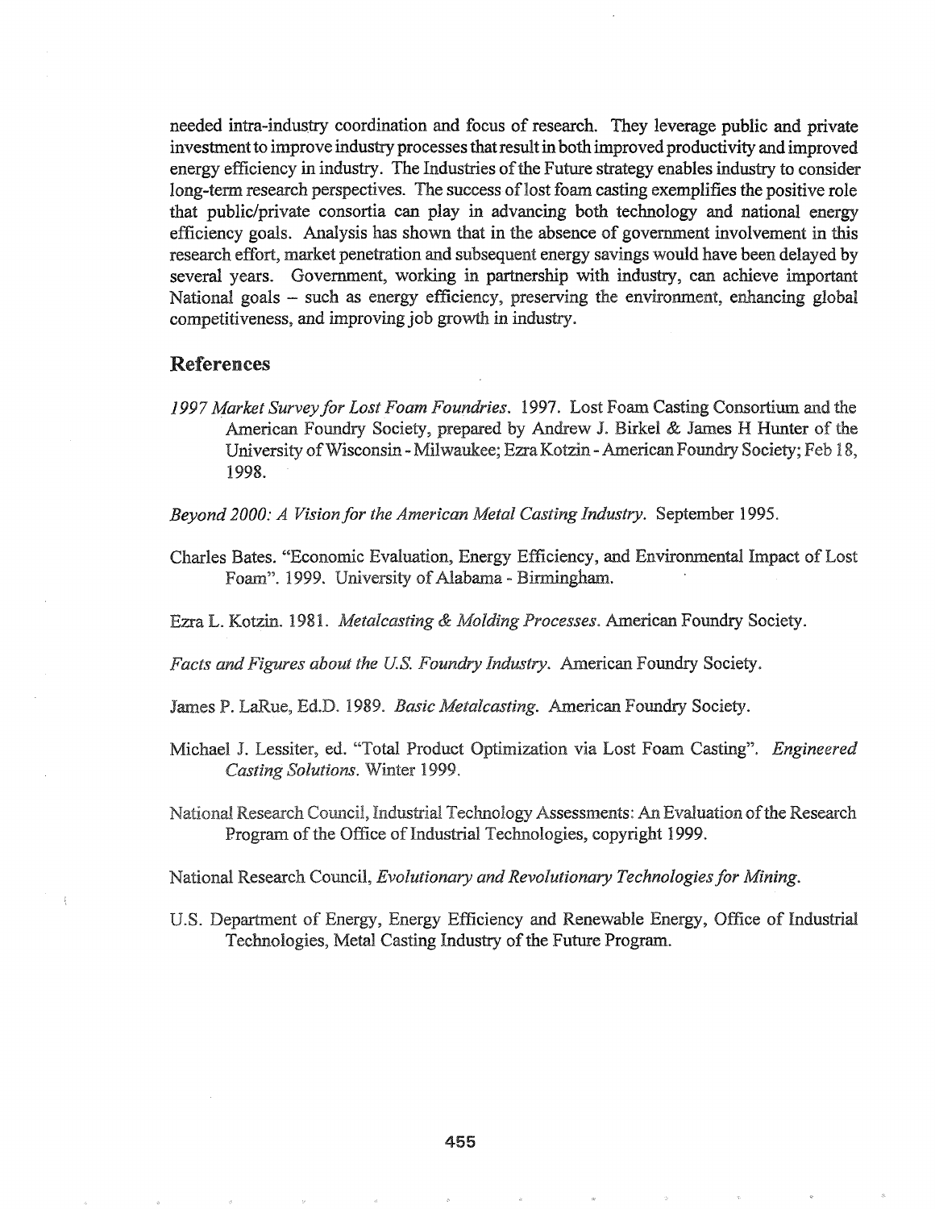needed intra-industry coordination and focus of research. They leverage public and private investment to improve industry processes that result in both improved productivity and improved energy efficiency in industry. The Industries of the Future strategy enables industry to consider long-term research perspectives. The success of lost foam casting exemplifies the positive role that public/private consortia can play in advancing both technology and national energy efficiency goals. Analysis has shown that in the absence of government involvement in this research effort, market penetration and subsequent energy savings would have been delayed by several years. Government, working in partnership with industry, can achieve important National goals – such as energy efficiency, preserving the environment, enhancing global competitiveness, and improving job growth in industry.

## References

*1997 Market Survey for Lost Foam Foundries*. 1997. Lost Foam Casting Consortium and the American Foundry Society, prepared by Andrew J. Birkel & James H Hunter of the University of Wisconsin - Milwaukee; Ezra Kotzin - American Foundry Society; Feb 18, 1998.

*Beyond 2000: A Vision for the American Metal Casting Industry*. September 1995.

Charles Bates. "Economic Evaluation, Energy Efficiency, and Environmental Impact of Lost Foam". 1999. University of Alabama - Birmingham.

Ezra L. Kotzin. 1981. *Metalcasting & Molding Processes*. American Foundry Society.

*Facts and Figures about the U.S. Foundry Industry*. American Foundry Society.

James P. LaRue, Ed.D. 1989. *Basic Metalcasting*. American Foundry Society.

Michael J. Lessiter, ed. "Total Product Optimization via Lost Foam Casting". *Engineered Casting Solutions*. Winter 1999.

National Research Council, Industrial Technology Assessments: An Evaluation of the Research Program of the Office of Industrial Technologies, copyright 1999.

National Research Council, *Evolutionary and Revolutionary Technologies for Mining*.

U.S. Department of Energy, Energy Efficiency and Renewable Energy, Office of Industrial Technologies, Metal Casting Industry of the Future Program.